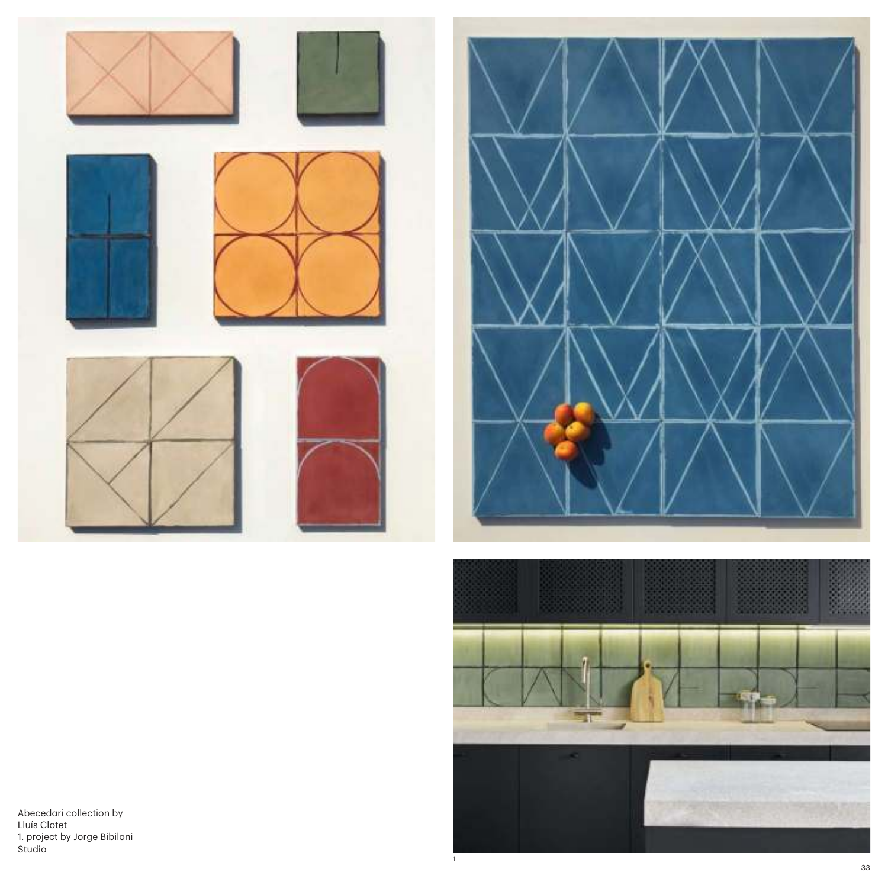Abecedari collection by
Lluís Clotet
1. project by Jorge Bibiloni
Studio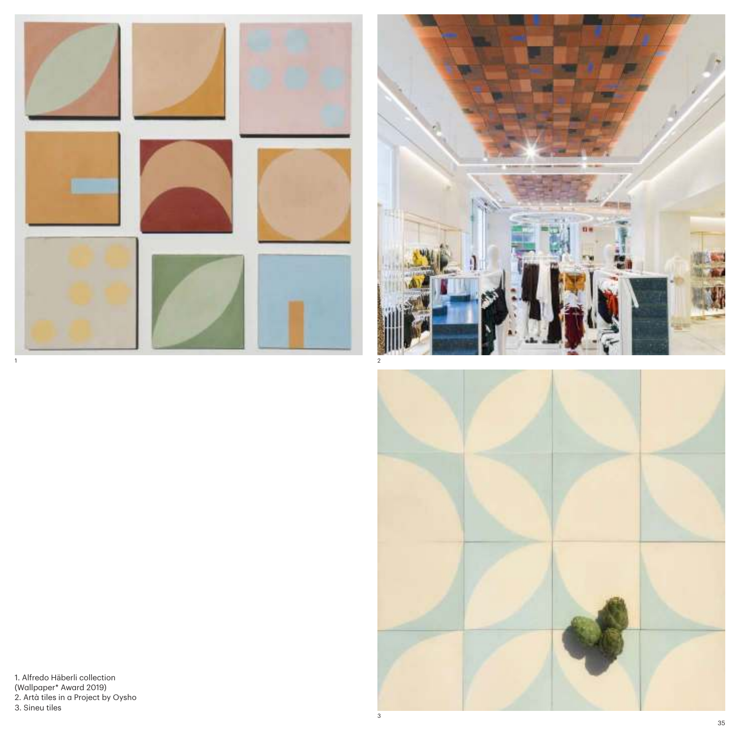1. Alfredo Häberli collection
(Wallpaper* Award 2019)
2. Artà tiles in a Project by Oysho
3. Sineu tiles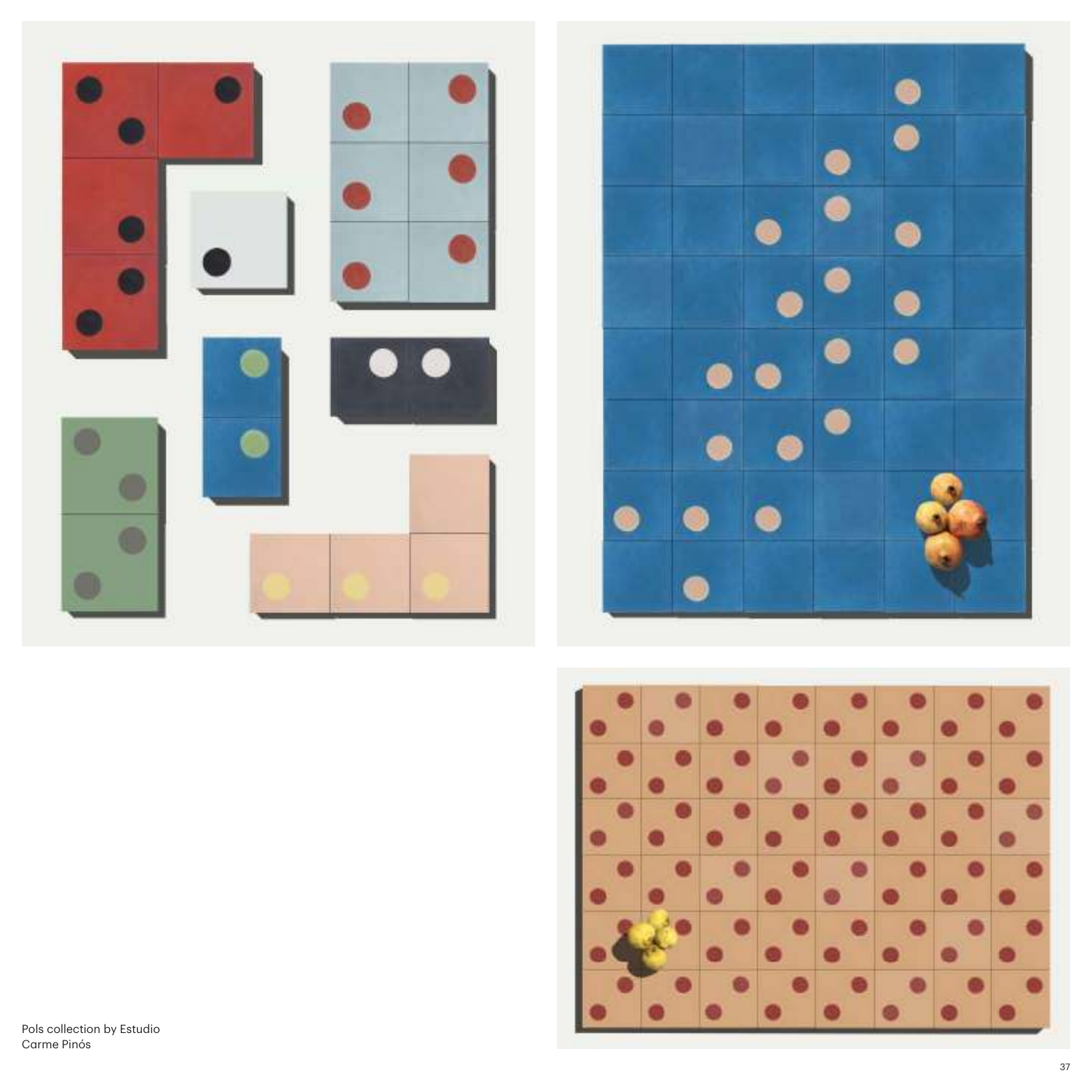Pols collection by Estudio Carme Pinós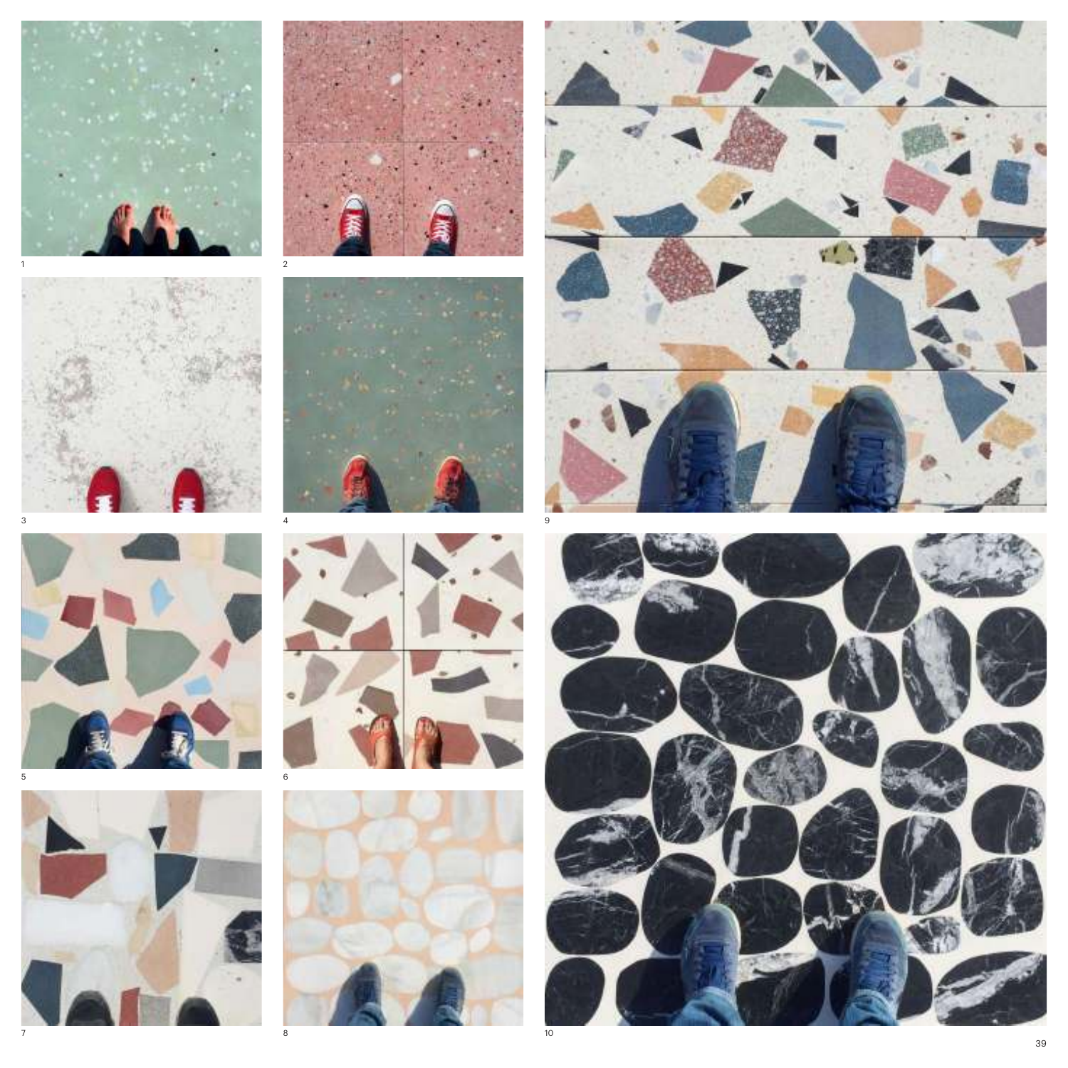1

2

3

4

5

6

7

8

9

10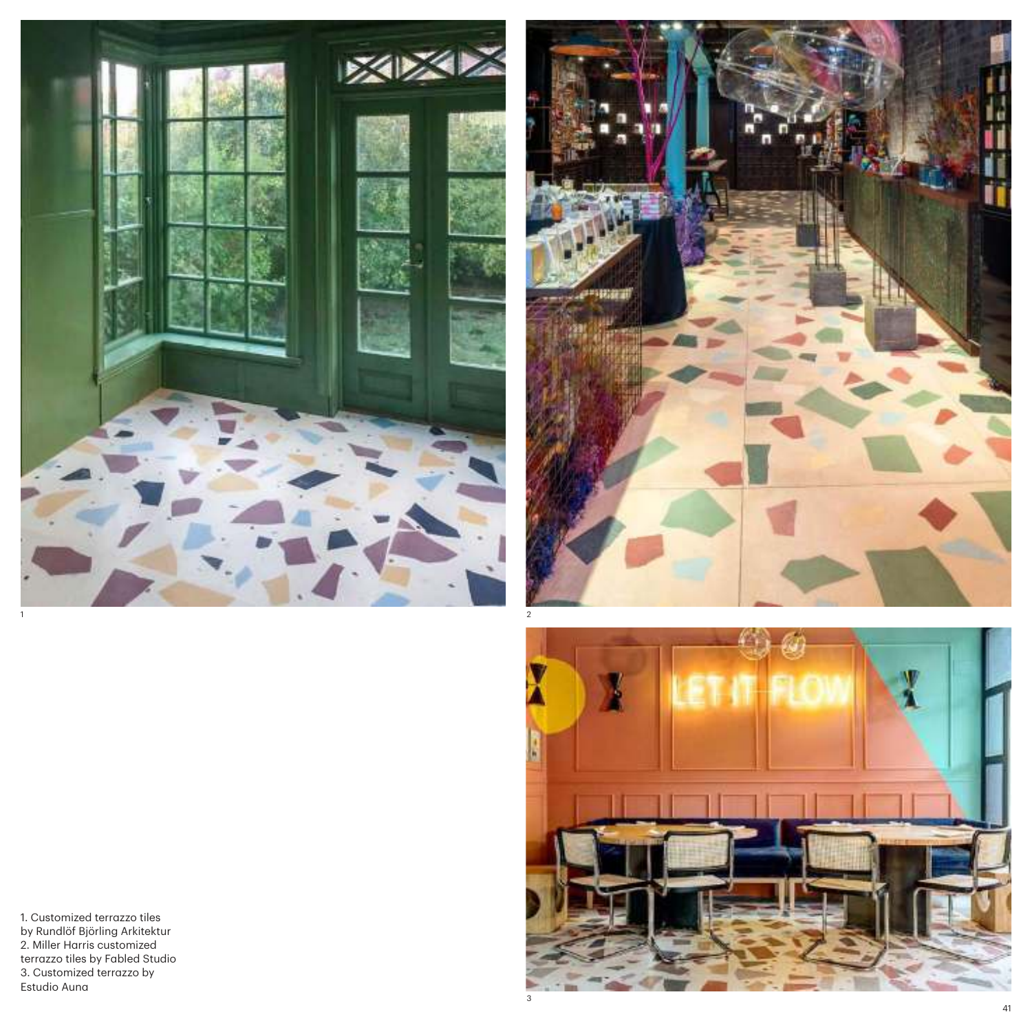1. Customized terrazzo tiles by Rundlöf Björling Arkitektur
2. Miller Harris customized terrazzo tiles by Fabled Studio
3. Customized terrazzo by Estudio Auna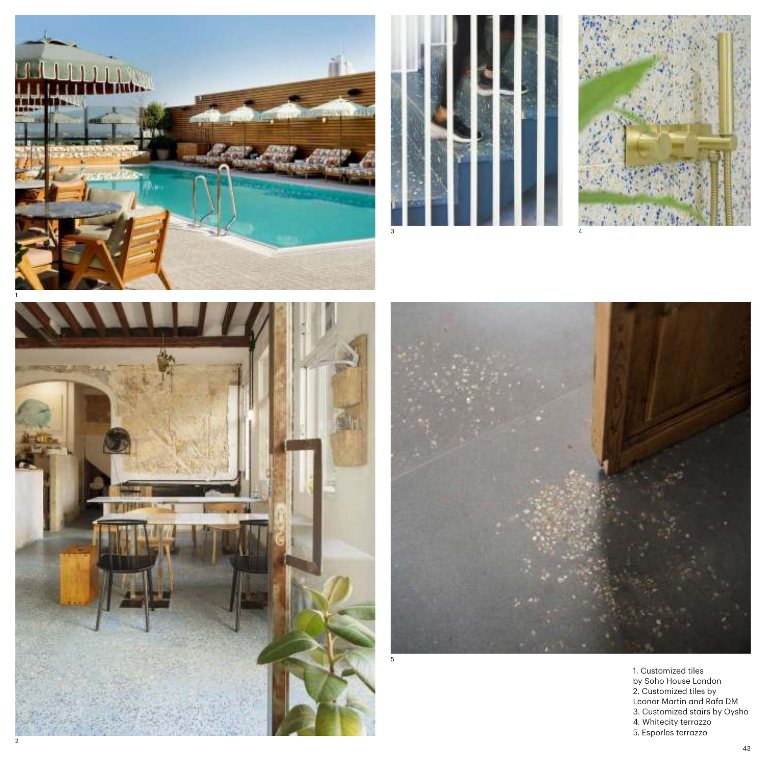1. Customized tiles by Soho House London
2. Customized tiles by Leonor Martin and Rafa DM
3. Customized stairs by Oysho
4. Whitecity terrazzo
5. Esporles terrazzo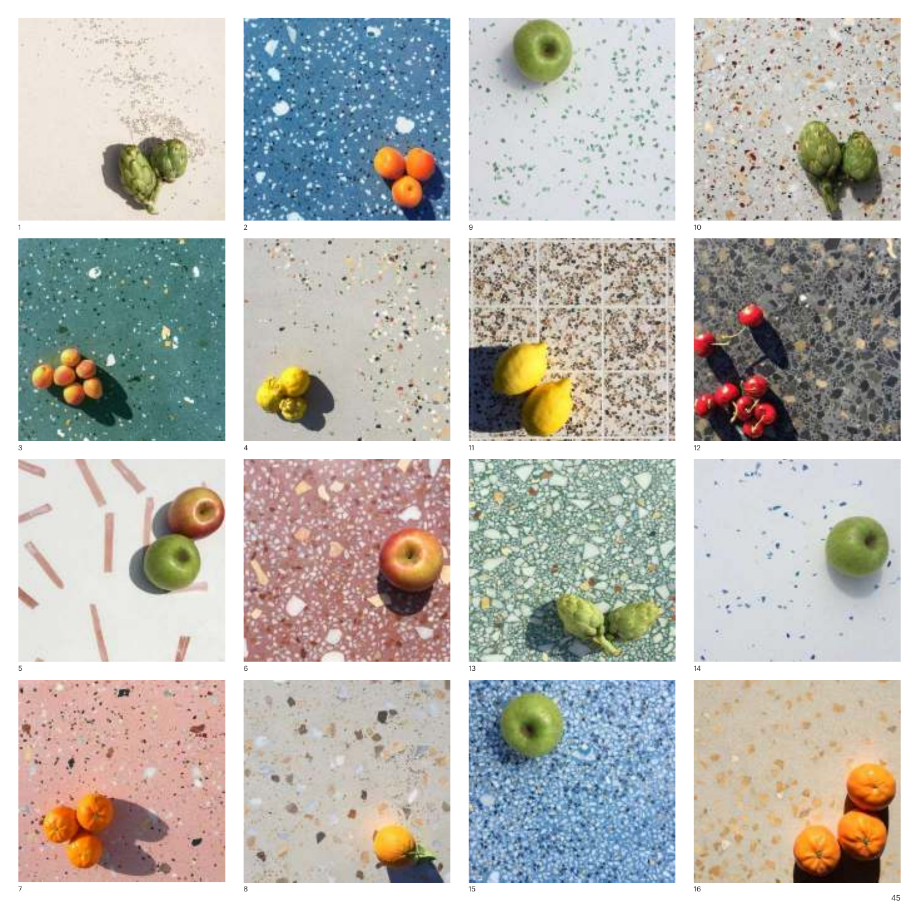1

2

9

10

3

4

11

12

5

6

13

14

7

8

15

16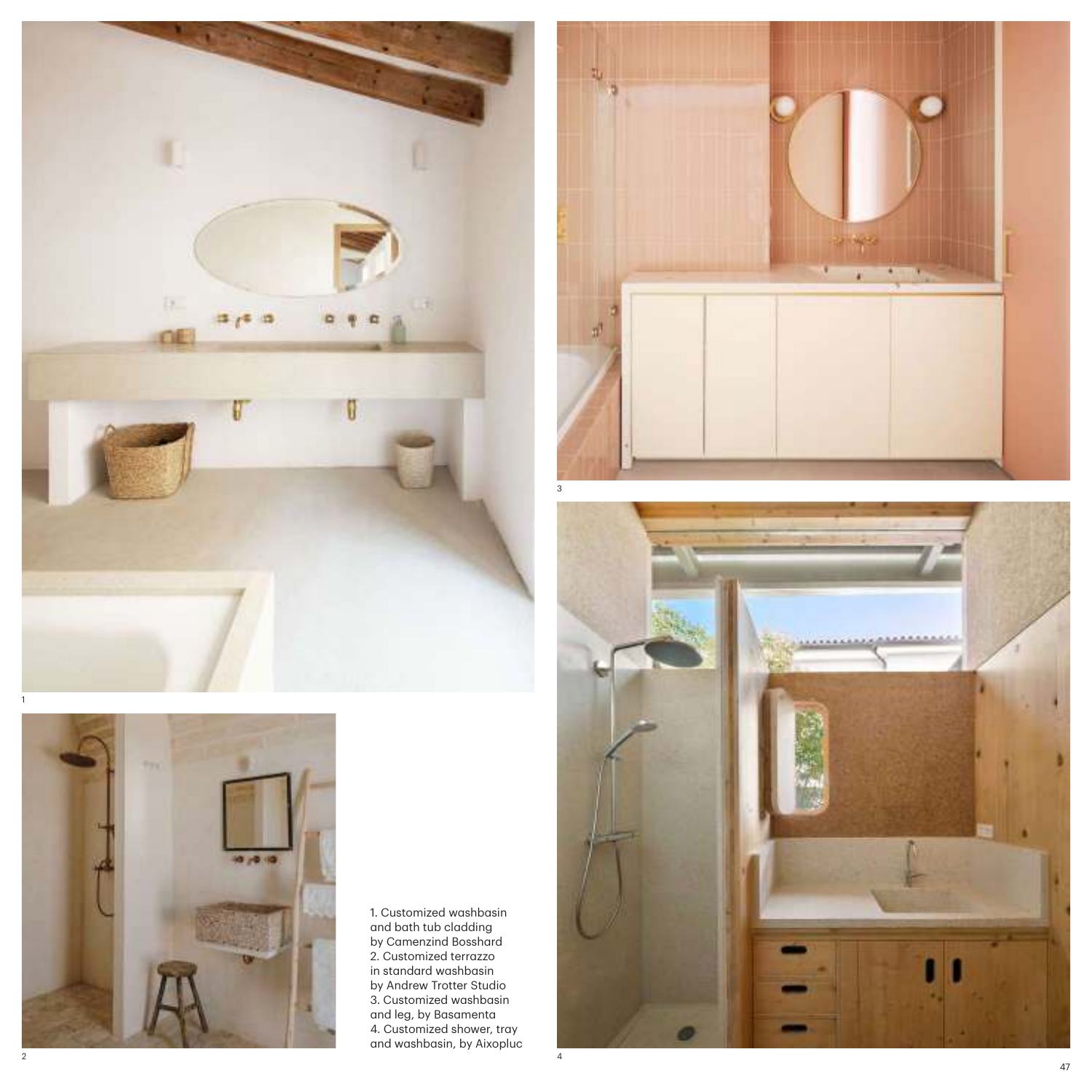1. Customized washbasin and bath tub cladding by Camenzind Bosshard
2. Customized terrazzo in standard washbasin by Andrew Trotter Studio
3. Customized washbasin and leg, by Basamenta
4. Customized shower, tray and washbasin, by Aixopluc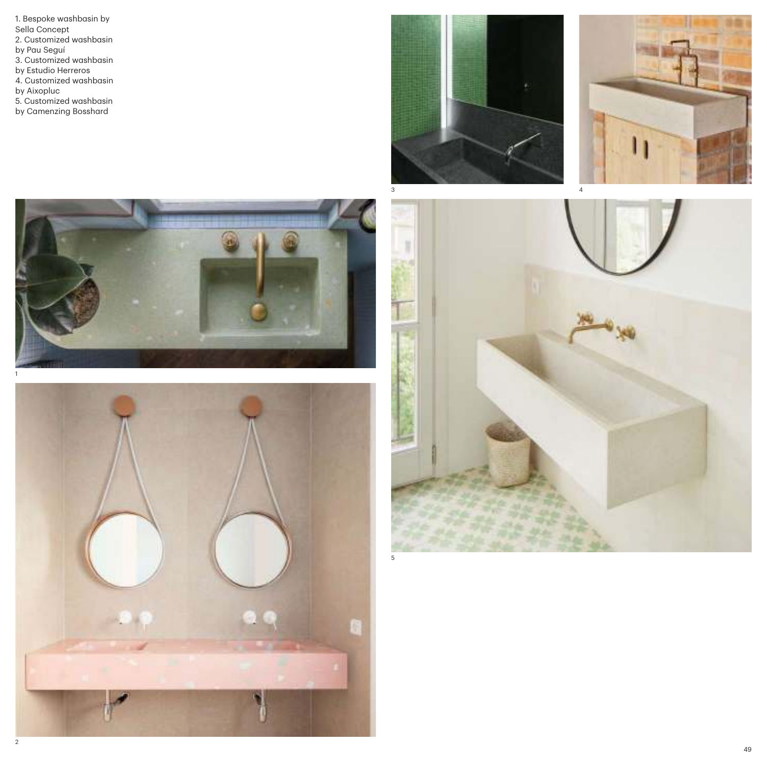1. Bespoke washbasin by Sella Concept
2. Customized washbasin by Pau Seguí
3. Customized washbasin by Estudio Herreros
4. Customized washbasin by Aixopluc
5. Customized washbasin by Camenzing Bosshard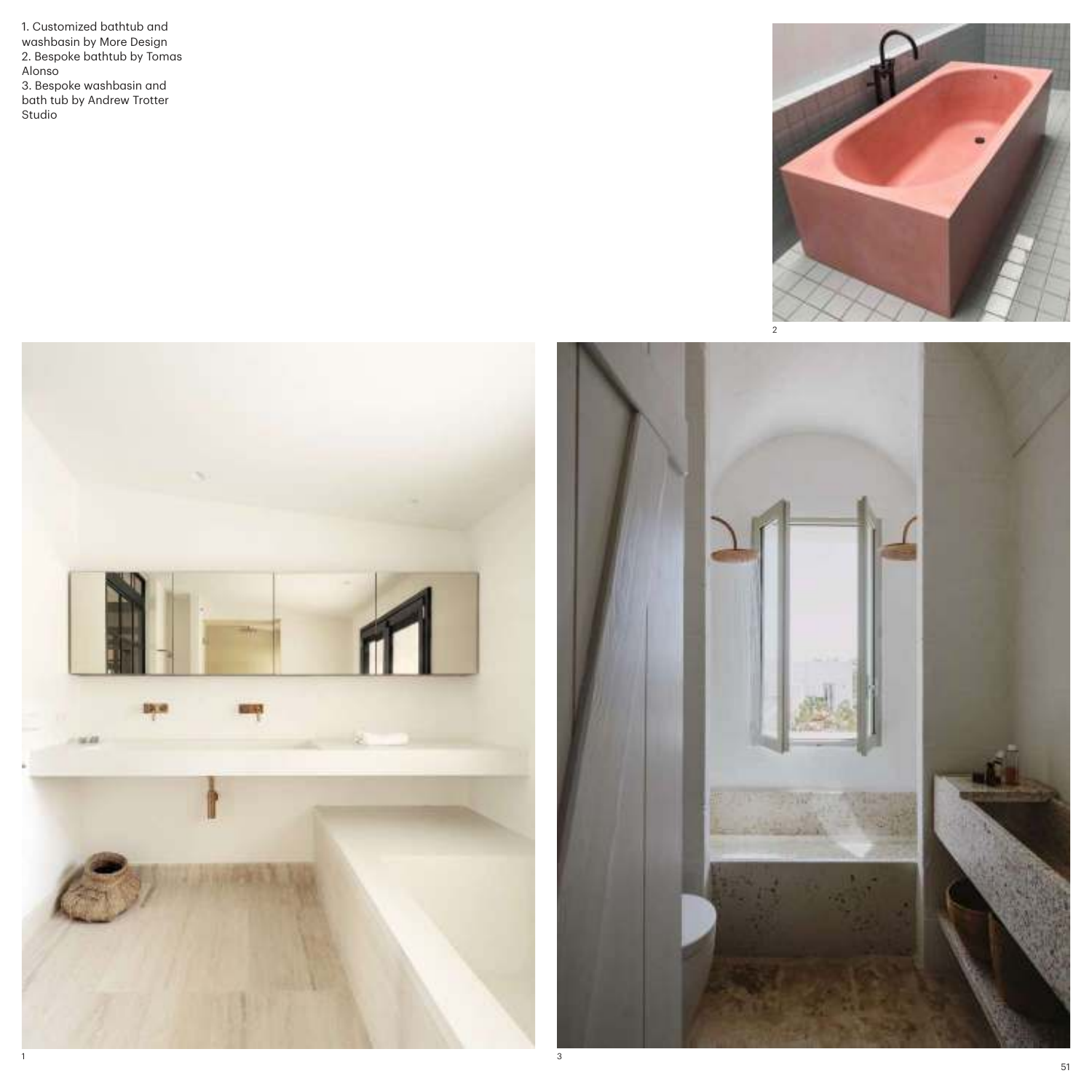1. Customized bathtub and washbasin by More Design
2. Bespoke bathtub by Tomas Alonso
3. Bespoke washbasin and bath tub by Andrew Trotter Studio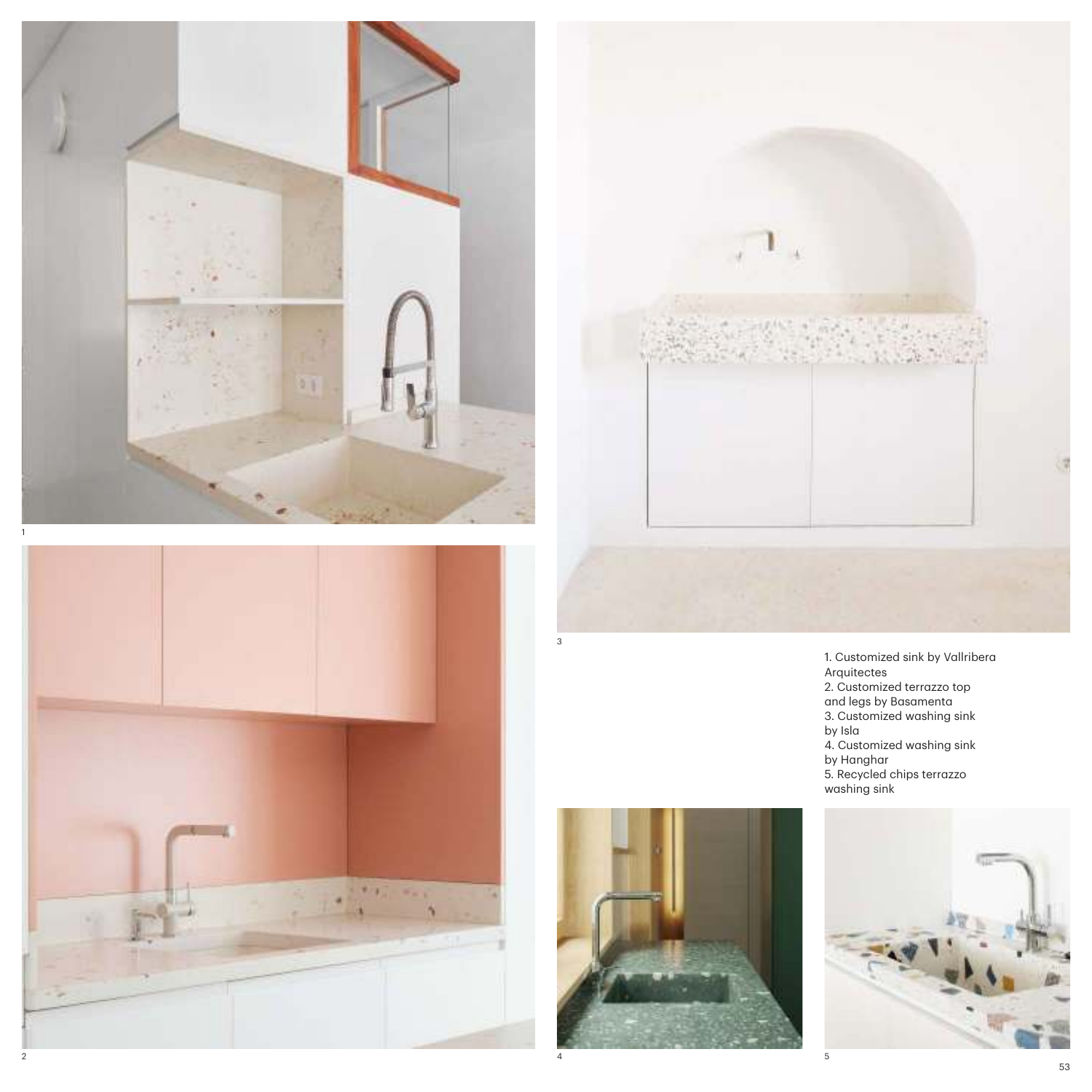1. Customized sink by Vallribera Arquitectes
2. Customized terrazzo top and legs by Basamenta
3. Customized washing sink by Isla
4. Customized washing sink by Hanghar
5. Recycled chips terrazzo washing sink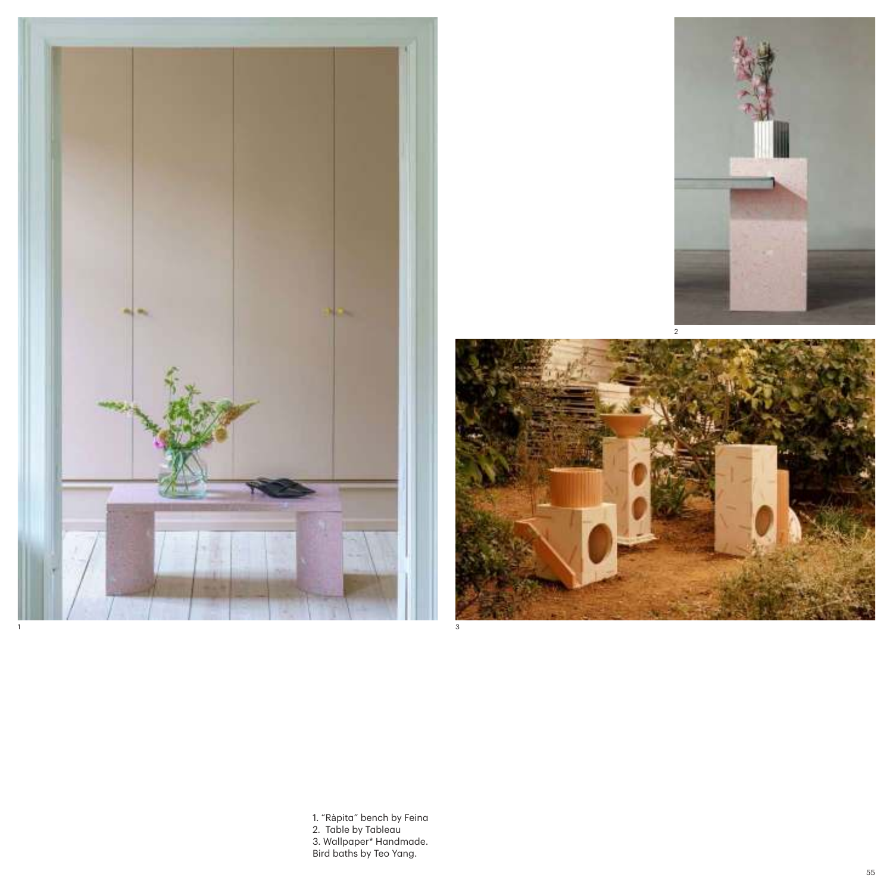1. “Ràpita” bench by Feina
2. Table by Tableau
3. Wallpaper* Handmade.
Bird baths by Teo Yang.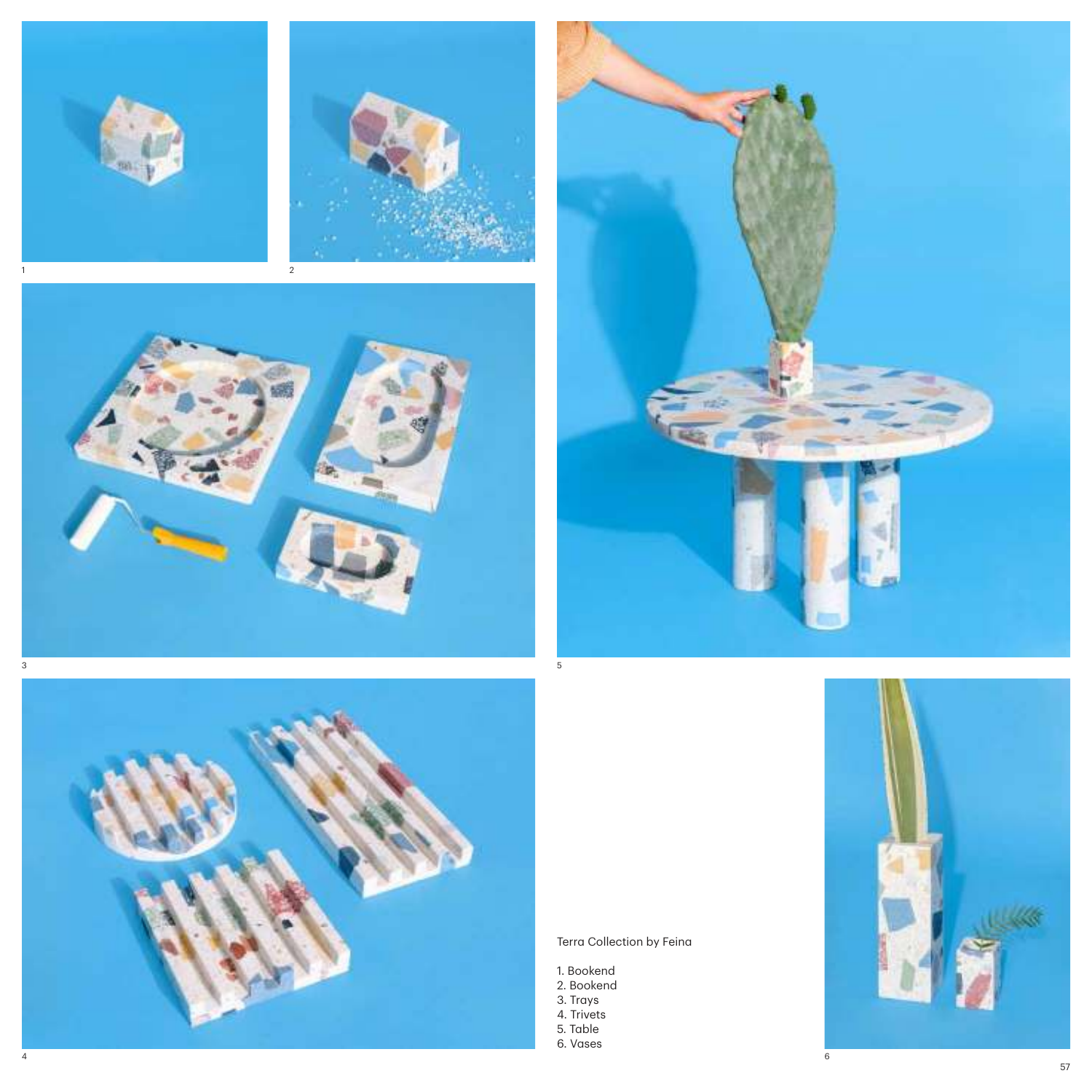Terra Collection by Feina

1. Bookend
2. Bookend
3. Trays
4. Trivets
5. Table
6. Vases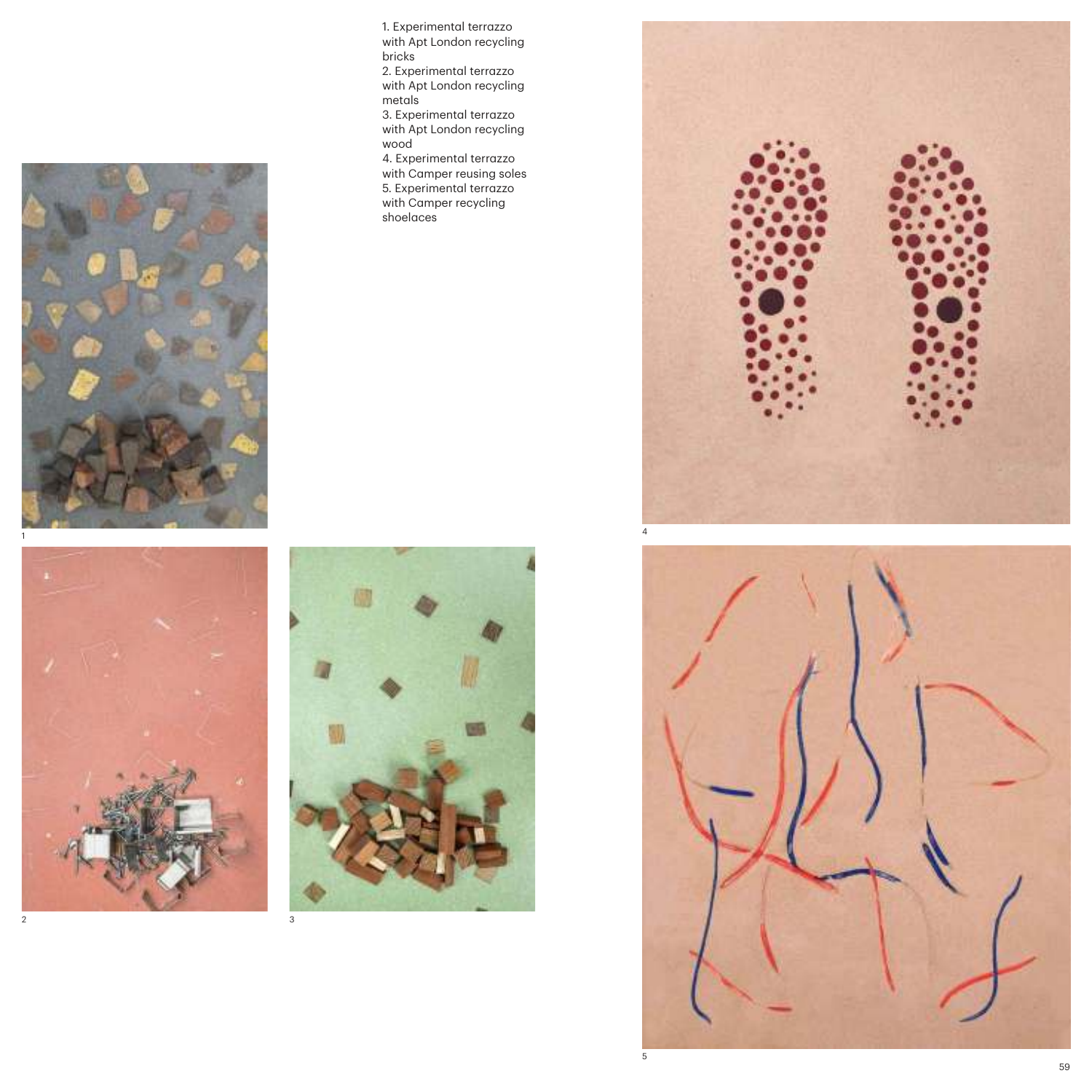1. Experimental terrazzo with Apt London recycling bricks
2. Experimental terrazzo with Apt London recycling metals
3. Experimental terrazzo with Apt London recycling wood
4. Experimental terrazzo with Camper reusing soles
5. Experimental terrazzo with Camper recycling shoelaces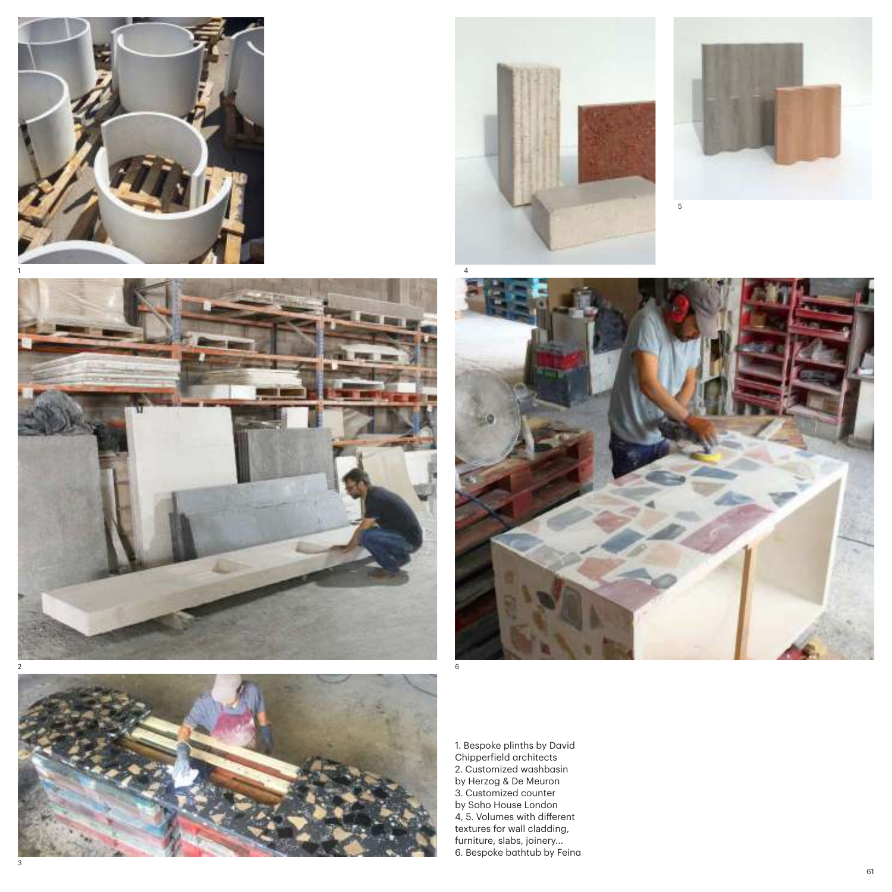1. Bespoke plinths by David Chipperfield architects
2. Customized washbasin by Herzog & De Meuron
3. Customized counter by Soho House London
4, 5. Volumes with different textures for wall cladding, furniture, slabs, joinery...
6. Bespoke bathtub by Feina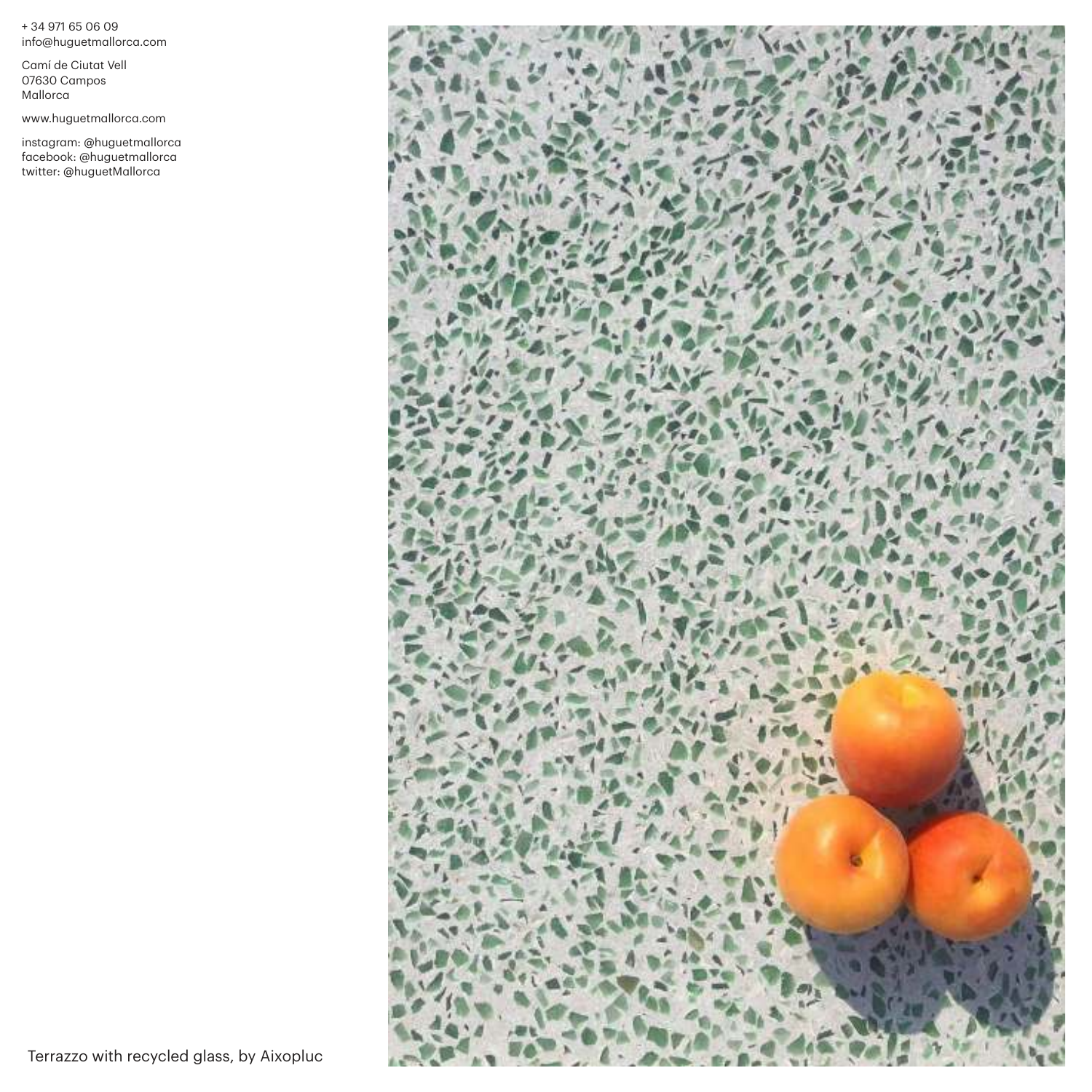+ 34 971 65 06 09
info@huguetmallorca.com

Camí de Ciutat Vell
07630 Campos
Mallorca

www.huguetmallorca.com

instagram: @huguetmallorca
facebook: @huguetmallorca
twitter: @huguetMallorca

Terrazzo with recycled glass, by Aixopluc